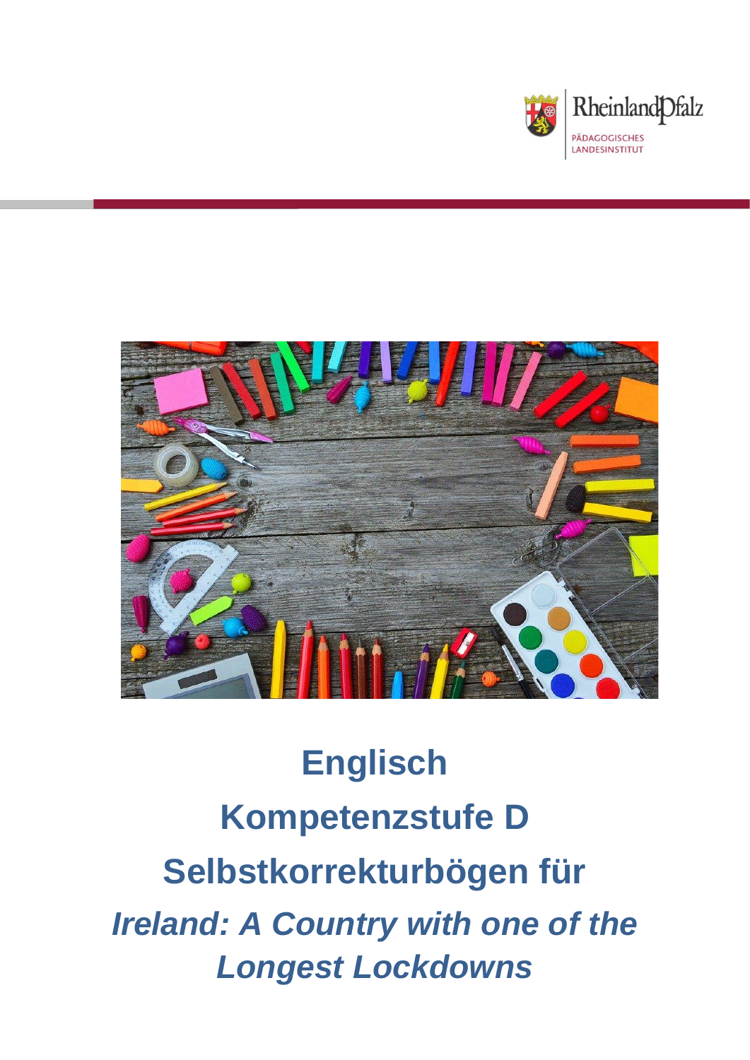Rheinland-Pfalz
PÄDAGOGISCHES LANDESINSTITUT

# Englisch

# Kompetenzstufe D

# Selbstkorrekturbögen für

# *Ireland: A Country with one of the Longest Lockdowns*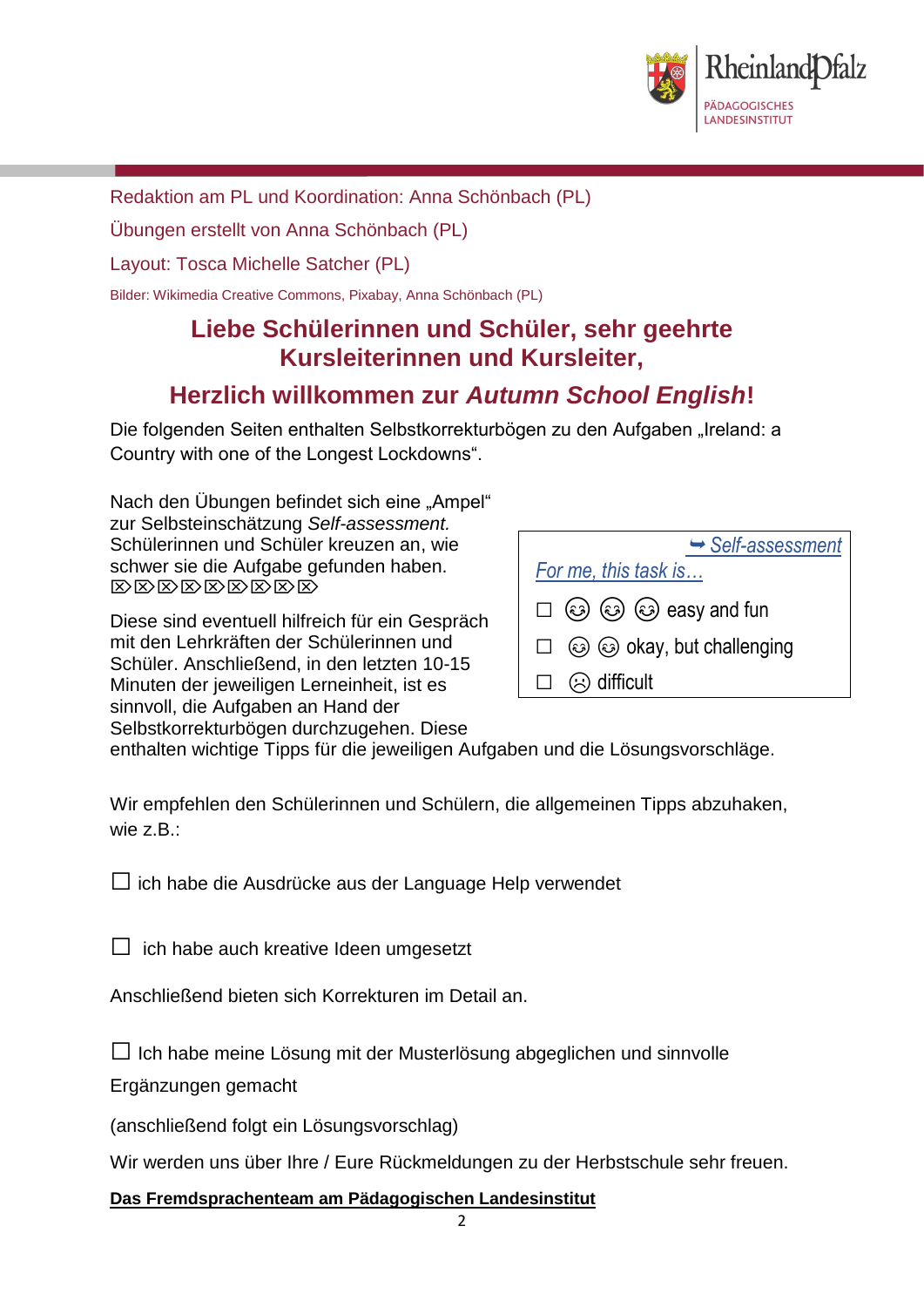Redaktion am PL und Koordination: Anna Schönbach (PL)

Übungen erstellt von Anna Schönbach (PL)

Layout: Tosca Michelle Satcher (PL)

Bilder: Wikimedia Creative Commons, Pixabay, Anna Schönbach (PL)

## Liebe Schülerinnen und Schüler, sehr geehrte Kursleiterinnen und Kursleiter,

## Herzlich willkommen zur *Autumn School English*!

Die folgenden Seiten enthalten Selbstkorrekturbögen zu den Aufgaben „Ireland: a Country with one of the Longest Lockdowns".

Nach den Übungen befindet sich eine „Ampel" zur Selbsteinschätzung *Self-assessment.* Schülerinnen und Schüler kreuzen an, wie schwer sie die Aufgabe gefunden haben.

Diese sind eventuell hilfreich für ein Gespräch mit den Lehrkräften der Schülerinnen und Schüler. Anschließend, in den letzten 10-15 Minuten der jeweiligen Lerneinheit, ist es sinnvoll, die Aufgaben an Hand der Selbstkorrekturbögen durchzugehen. Diese enthalten wichtige Tipps für die jeweiligen Aufgaben und die Lösungsvorschläge.

➥ *Self-assessment*

*For me, this task is…*

☐ ☺ ☺ ☺ easy and fun

☐ ☺ ☺ okay, but challenging

☐ ☹ difficult

Wir empfehlen den Schülerinnen und Schülern, die allgemeinen Tipps abzuhaken, wie z.B.:

☐ ich habe die Ausdrücke aus der Language Help verwendet

☐ ich habe auch kreative Ideen umgesetzt

Anschließend bieten sich Korrekturen im Detail an.

☐ Ich habe meine Lösung mit der Musterlösung abgeglichen und sinnvolle Ergänzungen gemacht

(anschließend folgt ein Lösungsvorschlag)

Wir werden uns über Ihre / Eure Rückmeldungen zu der Herbstschule sehr freuen.

**Das Fremdsprachenteam am Pädagogischen Landesinstitut**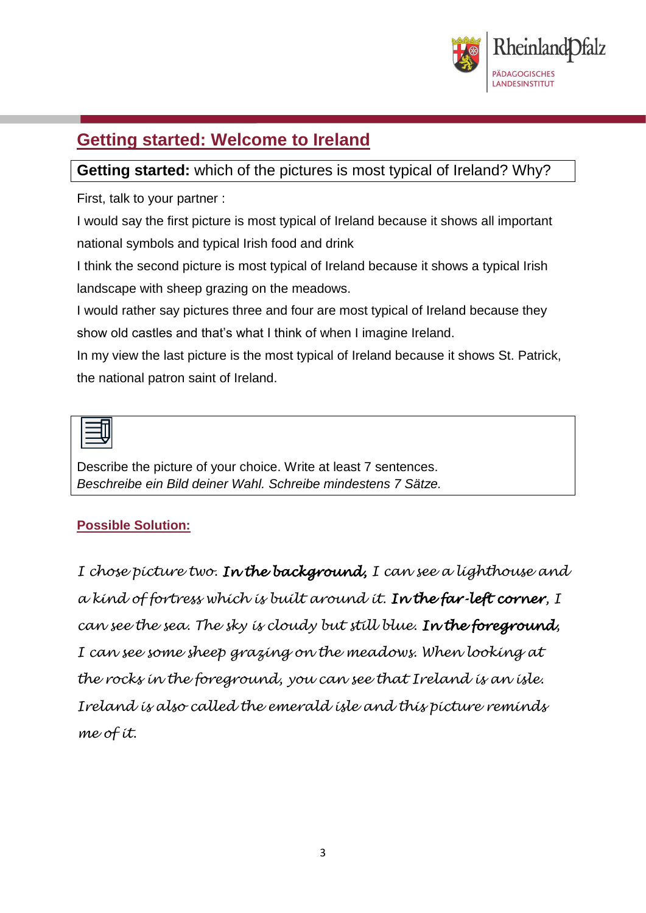# Getting started: Welcome to Ireland

**Getting started:** which of the pictures is most typical of Ireland? Why?

First, talk to your partner :

I would say the first picture is most typical of Ireland because it shows all important national symbols and typical Irish food and drink

I think the second picture is most typical of Ireland because it shows a typical Irish landscape with sheep grazing on the meadows.

I would rather say pictures three and four are most typical of Ireland because they show old castles and that's what I think of when I imagine Ireland.

In my view the last picture is the most typical of Ireland because it shows St. Patrick, the national patron saint of Ireland.

Describe the picture of your choice. Write at least 7 sentences.
*Beschreibe ein Bild deiner Wahl. Schreibe mindestens 7 Sätze.*

**Possible Solution:**

*I chose picture two. **In the background,** I can see a lighthouse and a kind of fortress which is built around it. **In the far-left corner**, I can see the sea. The sky is cloudy but still blue. **In the foreground**, I can see some sheep grazing on the meadows. When looking at the rocks in the foreground, you can see that Ireland is an isle. Ireland is also called the emerald isle and this picture reminds me of it.*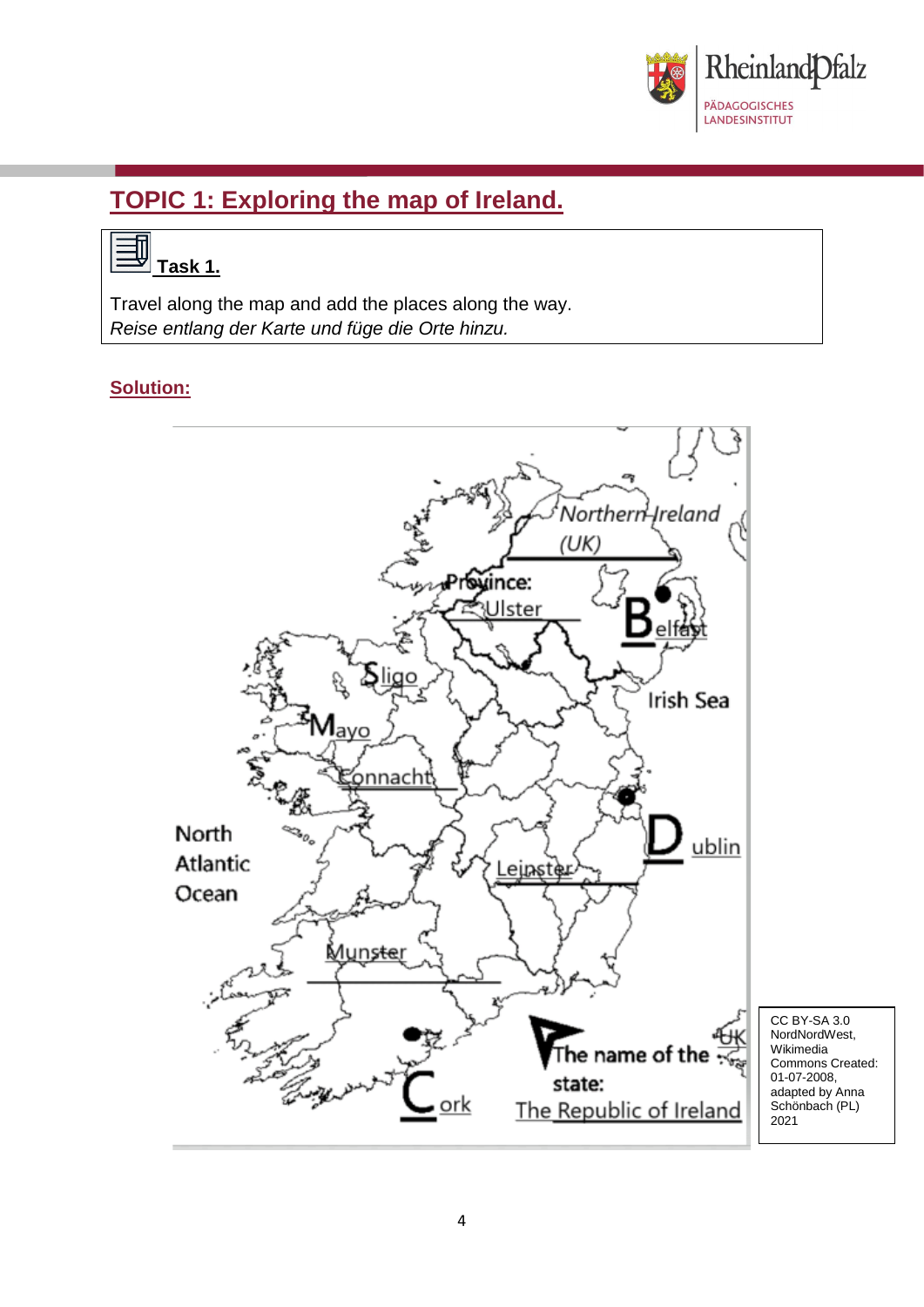## TOPIC 1: Exploring the map of Ireland.

**Task 1.**

Travel along the map and add the places along the way.
*Reise entlang der Karte und füge die Orte hinzu.*

**Solution:**

Northern Ireland (UK)

Province: Ulster

Belfast

Sligo

Mayo

Connacht

Irish Sea

North Atlantic Ocean

Dublin

Leinster

Munster

Cork

The name of the state: The Republic of Ireland

UK

CC BY-SA 3.0 NordNordWest, Wikimedia Commons Created: 01-07-2008, adapted by Anna Schönbach (PL) 2021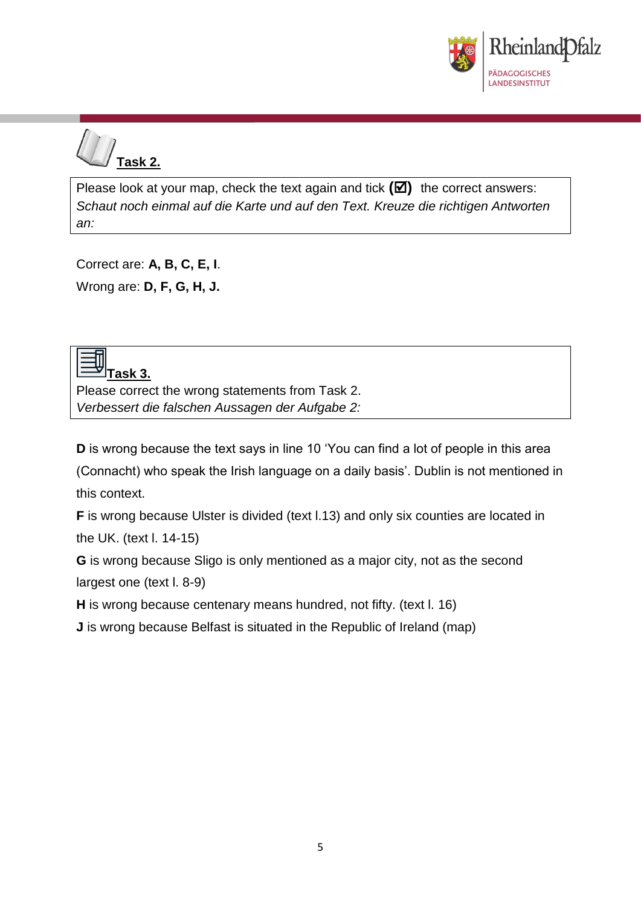## Task 2.

Please look at your map, check the text again and tick **(☑)** the correct answers:
*Schaut noch einmal auf die Karte und auf den Text. Kreuze die richtigen Antworten an:*

Correct are: **A, B, C, E, I**.

Wrong are: **D, F, G, H, J.**

## Task 3.

Please correct the wrong statements from Task 2.
*Verbessert die falschen Aussagen der Aufgabe 2:*

**D** is wrong because the text says in line 10 'You can find a lot of people in this area (Connacht) who speak the Irish language on a daily basis'. Dublin is not mentioned in this context.

**F** is wrong because Ulster is divided (text l.13) and only six counties are located in the UK. (text l. 14-15)

**G** is wrong because Sligo is only mentioned as a major city, not as the second largest one (text l. 8-9)

**H** is wrong because centenary means hundred, not fifty. (text l. 16)

**J** is wrong because Belfast is situated in the Republic of Ireland (map)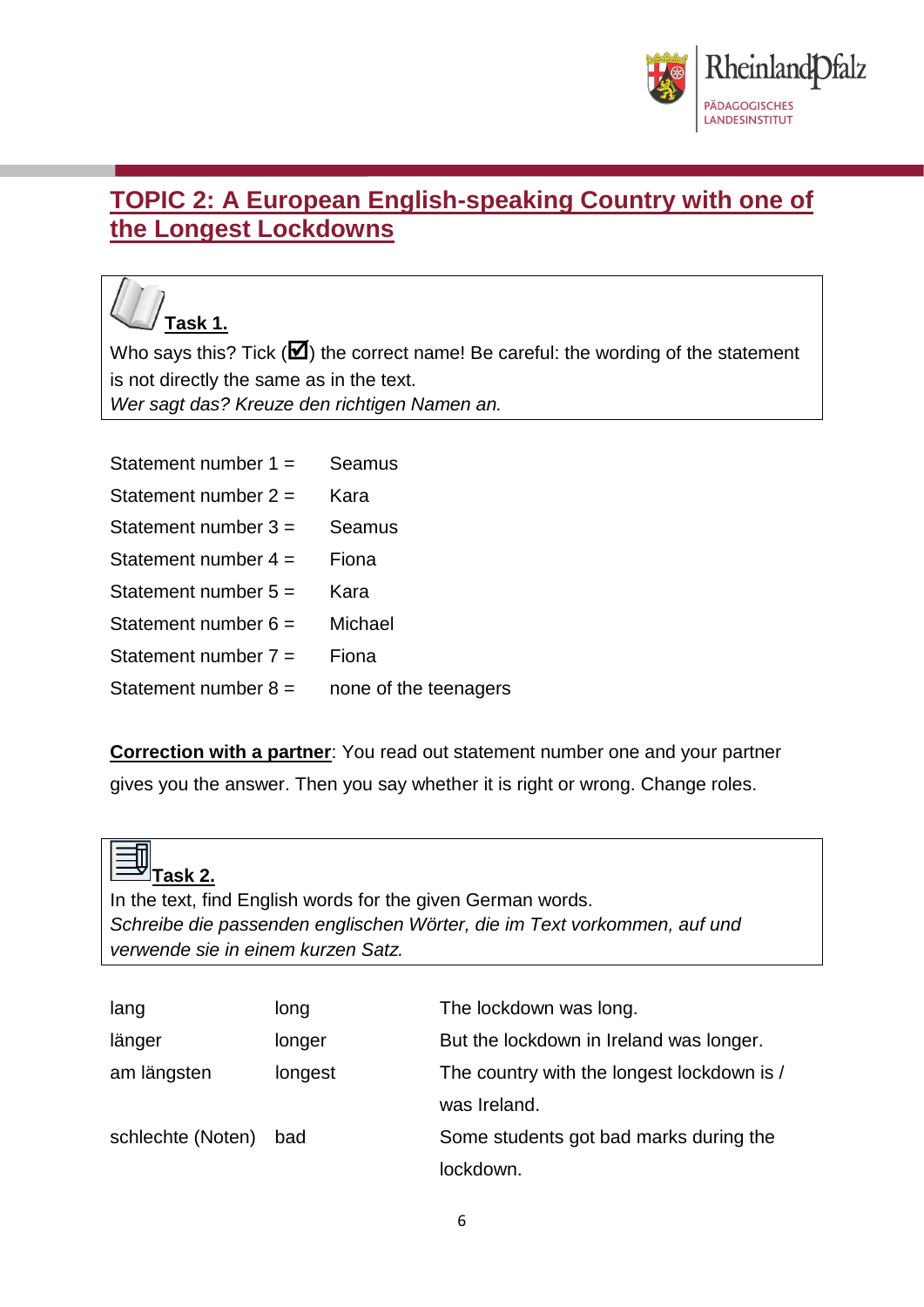## TOPIC 2: A European English-speaking Country with one of the Longest Lockdowns

**Task 1.**

Who says this? Tick (☑) the correct name! Be careful: the wording of the statement is not directly the same as in the text.

*Wer sagt das? Kreuze den richtigen Namen an.*

| | |
|---|---|
| Statement number 1 = | Seamus |
| Statement number 2 = | Kara |
| Statement number 3 = | Seamus |
| Statement number 4 = | Fiona |
| Statement number 5 = | Kara |
| Statement number 6 = | Michael |
| Statement number 7 = | Fiona |
| Statement number 8 = | none of the teenagers |

**Correction with a partner**: You read out statement number one and your partner gives you the answer. Then you say whether it is right or wrong. Change roles.

**Task 2.**

In the text, find English words for the given German words.

*Schreibe die passenden englischen Wörter, die im Text vorkommen, auf und verwende sie in einem kurzen Satz.*

| | | |
|---|---|---|
| lang | long | The lockdown was long. |
| länger | longer | But the lockdown in Ireland was longer. |
| am längsten | longest | The country with the longest lockdown is / was Ireland. |
| schlechte (Noten) | bad | Some students got bad marks during the lockdown. |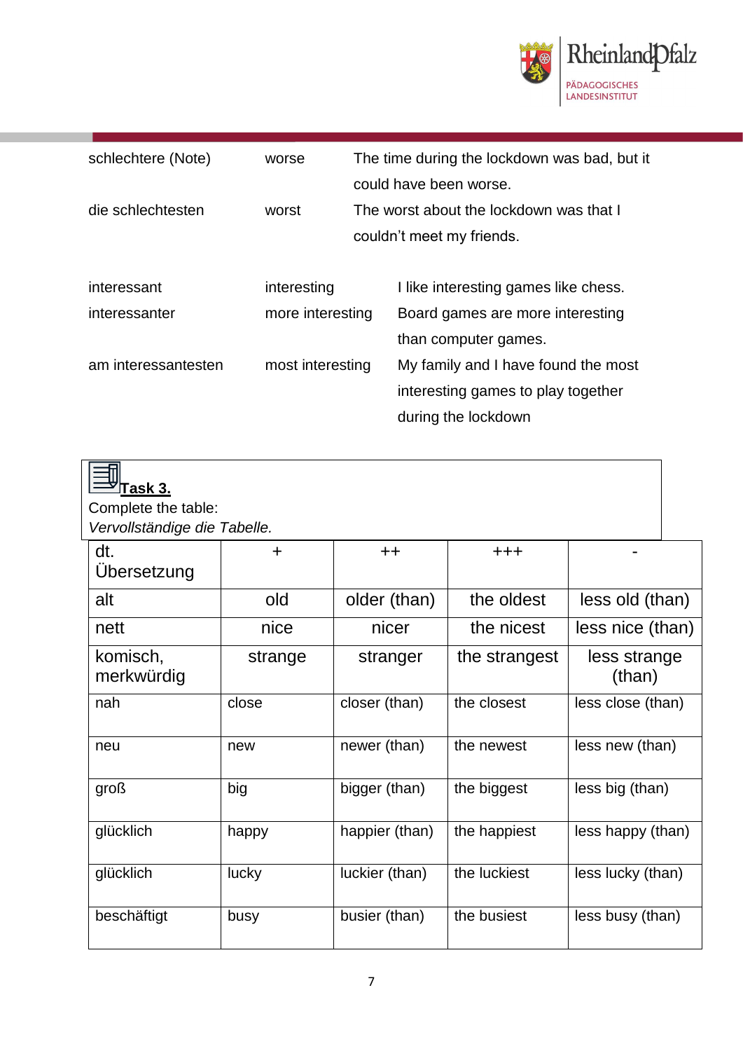| | | |
|---|---|---|
| schlechtere (Note) | worse | The time during the lockdown was bad, but it could have been worse. |
| die schlechtesten | worst | The worst about the lockdown was that I couldn't meet my friends. |

| | | |
|---|---|---|
| interessant | interesting | I like interesting games like chess. |
| interessanter | more interesting | Board games are more interesting than computer games. |
| am interessantesten | most interesting | My family and I have found the most interesting games to play together during the lockdown |

**Task 3.**

Complete the table:

*Vervollständige die Tabelle.*

| dt. Übersetzung | + | ++ | +++ | - |
|---|---|---|---|---|
| alt | old | older (than) | the oldest | less old (than) |
| nett | nice | nicer | the nicest | less nice (than) |
| komisch, merkwürdig | strange | stranger | the strangest | less strange (than) |
| nah | close | closer (than) | the closest | less close (than) |
| neu | new | newer (than) | the newest | less new (than) |
| groß | big | bigger (than) | the biggest | less big (than) |
| glücklich | happy | happier (than) | the happiest | less happy (than) |
| glücklich | lucky | luckier (than) | the luckiest | less lucky (than) |
| beschäftigt | busy | busier (than) | the busiest | less busy (than) |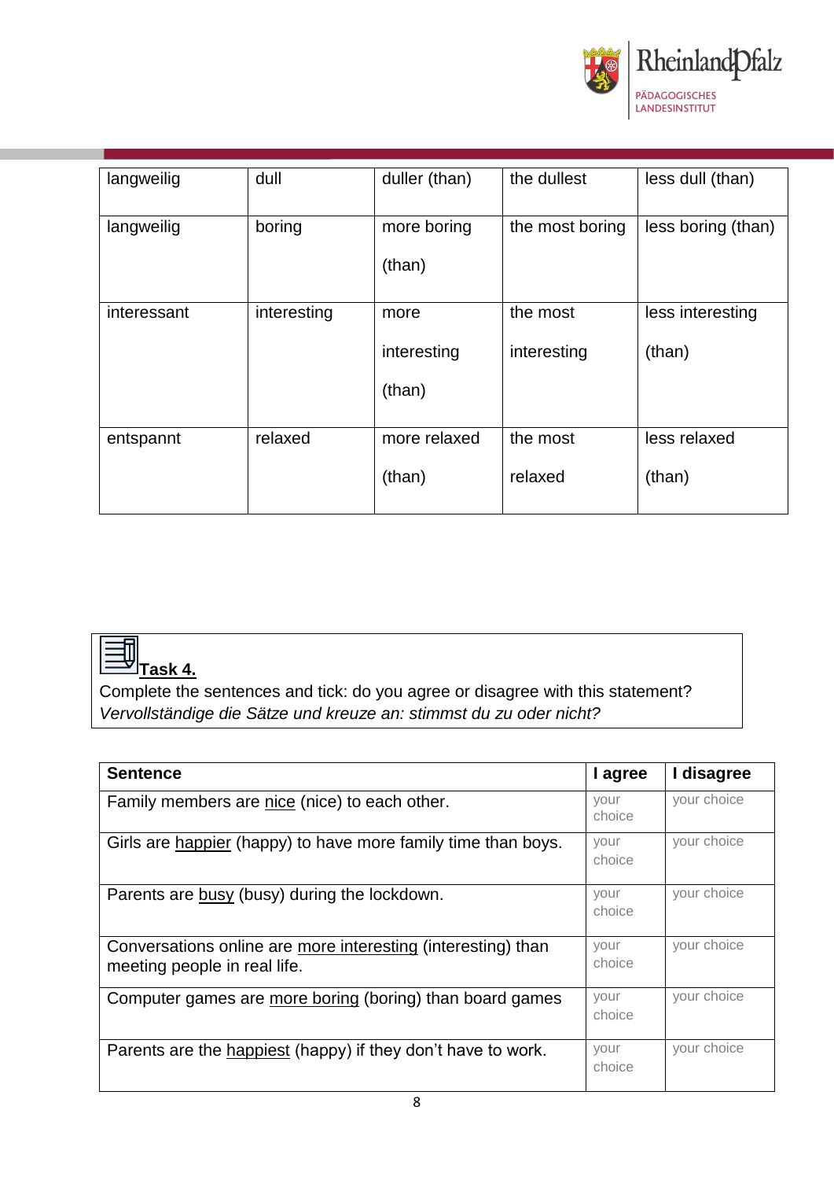| | | | | |
|---|---|---|---|---|
| langweilig | dull | duller (than) | the dullest | less dull (than) |
| langweilig | boring | more boring (than) | the most boring | less boring (than) |
| interessant | interesting | more interesting (than) | the most interesting | less interesting (than) |
| entspannt | relaxed | more relaxed (than) | the most relaxed | less relaxed (than) |

**Task 4.**

Complete the sentences and tick: do you agree or disagree with this statement?
*Vervollständige die Sätze und kreuze an: stimmst du zu oder nicht?*

| Sentence | I agree | I disagree |
|---|---|---|
| Family members are nice (nice) to each other. | your choice | your choice |
| Girls are happier (happy) to have more family time than boys. | your choice | your choice |
| Parents are busy (busy) during the lockdown. | your choice | your choice |
| Conversations online are more interesting (interesting) than meeting people in real life. | your choice | your choice |
| Computer games are more boring (boring) than board games | your choice | your choice |
| Parents are the happiest (happy) if they don't have to work. | your choice | your choice |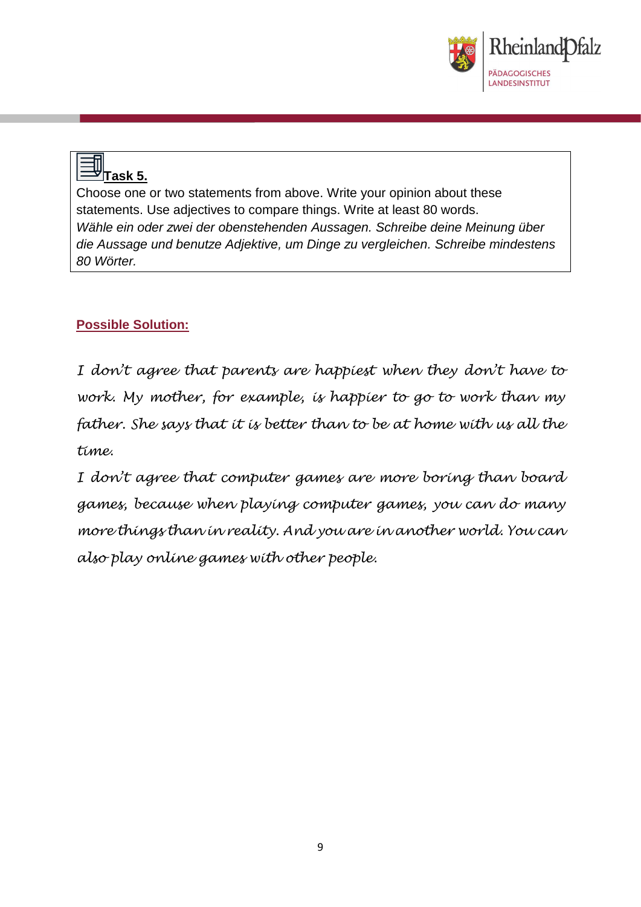**Task 5.**

Choose one or two statements from above. Write your opinion about these statements. Use adjectives to compare things. Write at least 80 words.

*Wähle ein oder zwei der obenstehenden Aussagen. Schreibe deine Meinung über die Aussage und benutze Adjektive, um Dinge zu vergleichen. Schreibe mindestens 80 Wörter.*

**Possible Solution:**

*I don't agree that parents are happiest when they don't have to work. My mother, for example, is happier to go to work than my father. She says that it is better than to be at home with us all the time.*

*I don't agree that computer games are more boring than board games, because when playing computer games, you can do many more things than in reality. And you are in another world. You can also play online games with other people.*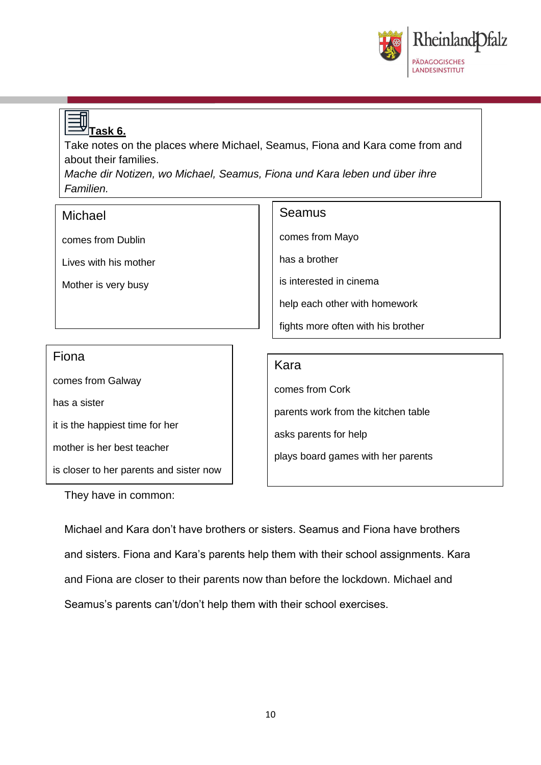**Task 6.**

Take notes on the places where Michael, Seamus, Fiona and Kara come from and about their families.

*Mache dir Notizen, wo Michael, Seamus, Fiona und Kara leben und über ihre Familien.*

### Michael

comes from Dublin

Lives with his mother

Mother is very busy

### Seamus

comes from Mayo

has a brother

is interested in cinema

help each other with homework

fights more often with his brother

### Fiona

comes from Galway

has a sister

it is the happiest time for her

mother is her best teacher

is closer to her parents and sister now

### Kara

comes from Cork

parents work from the kitchen table

asks parents for help

plays board games with her parents

They have in common:

Michael and Kara don't have brothers or sisters. Seamus and Fiona have brothers and sisters. Fiona and Kara's parents help them with their school assignments. Kara and Fiona are closer to their parents now than before the lockdown. Michael and Seamus's parents can't/don't help them with their school exercises.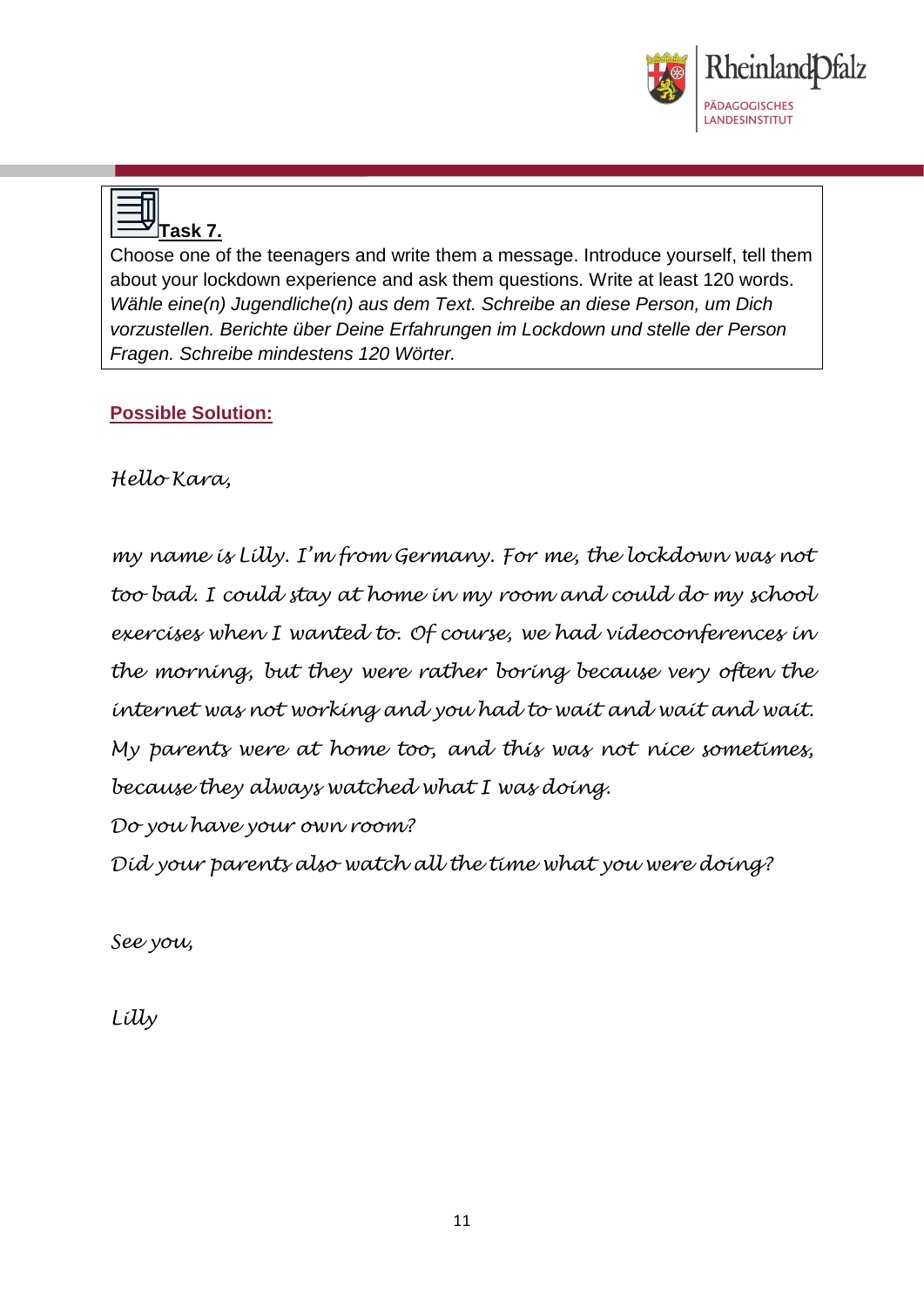**Task 7.**

Choose one of the teenagers and write them a message. Introduce yourself, tell them about your lockdown experience and ask them questions. Write at least 120 words.
*Wähle eine(n) Jugendliche(n) aus dem Text. Schreibe an diese Person, um Dich vorzustellen. Berichte über Deine Erfahrungen im Lockdown und stelle der Person Fragen. Schreibe mindestens 120 Wörter.*

**Possible Solution:**

*Hello Kara,*

*my name is Lilly. I'm from Germany. For me, the lockdown was not too bad. I could stay at home in my room and could do my school exercises when I wanted to. Of course, we had videoconferences in the morning, but they were rather boring because very often the internet was not working and you had to wait and wait and wait. My parents were at home too, and this was not nice sometimes, because they always watched what I was doing.*
*Do you have your own room?*
*Did your parents also watch all the time what you were doing?*

*See you,*

*Lilly*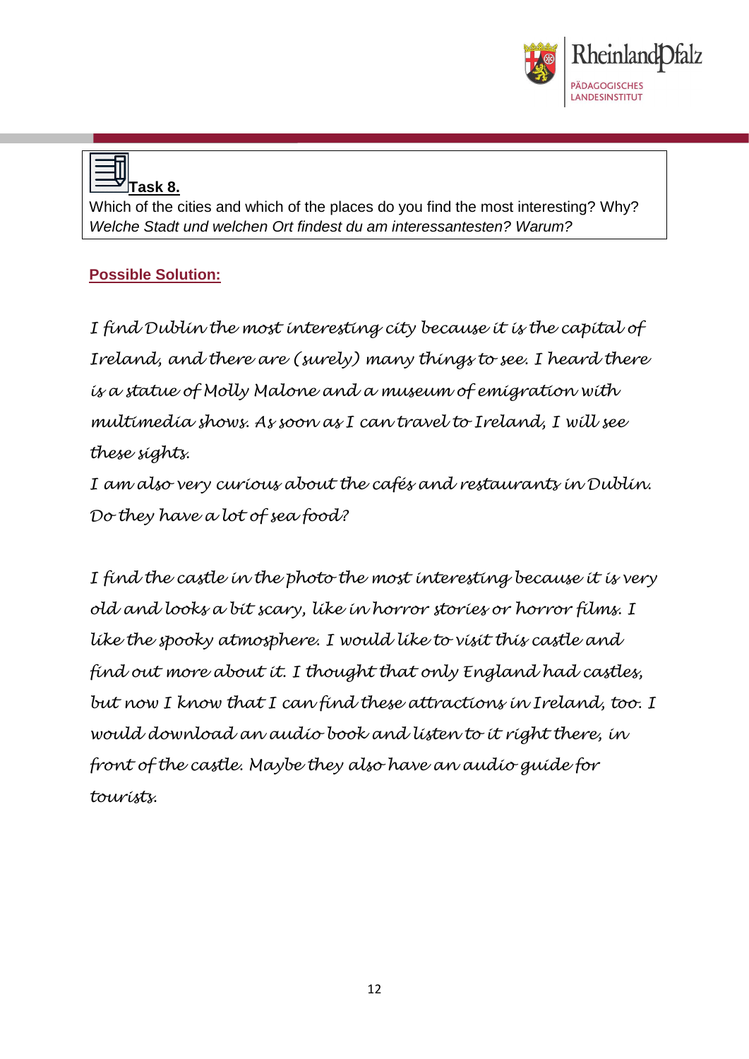**Task 8.**

Which of the cities and which of the places do you find the most interesting? Why?
*Welche Stadt und welchen Ort findest du am interessantesten? Warum?*

**Possible Solution:**

*I find Dublin the most interesting city because it is the capital of Ireland, and there are (surely) many things to see. I heard there is a statue of Molly Malone and a museum of emigration with multimedia shows. As soon as I can travel to Ireland, I will see these sights.*
*I am also very curious about the cafés and restaurants in Dublin. Do they have a lot of sea food?*

*I find the castle in the photo the most interesting because it is very old and looks a bit scary, like in horror stories or horror films. I like the spooky atmosphere. I would like to visit this castle and find out more about it. I thought that only England had castles, but now I know that I can find these attractions in Ireland, too. I would download an audio book and listen to it right there, in front of the castle. Maybe they also have an audio guide for tourists.*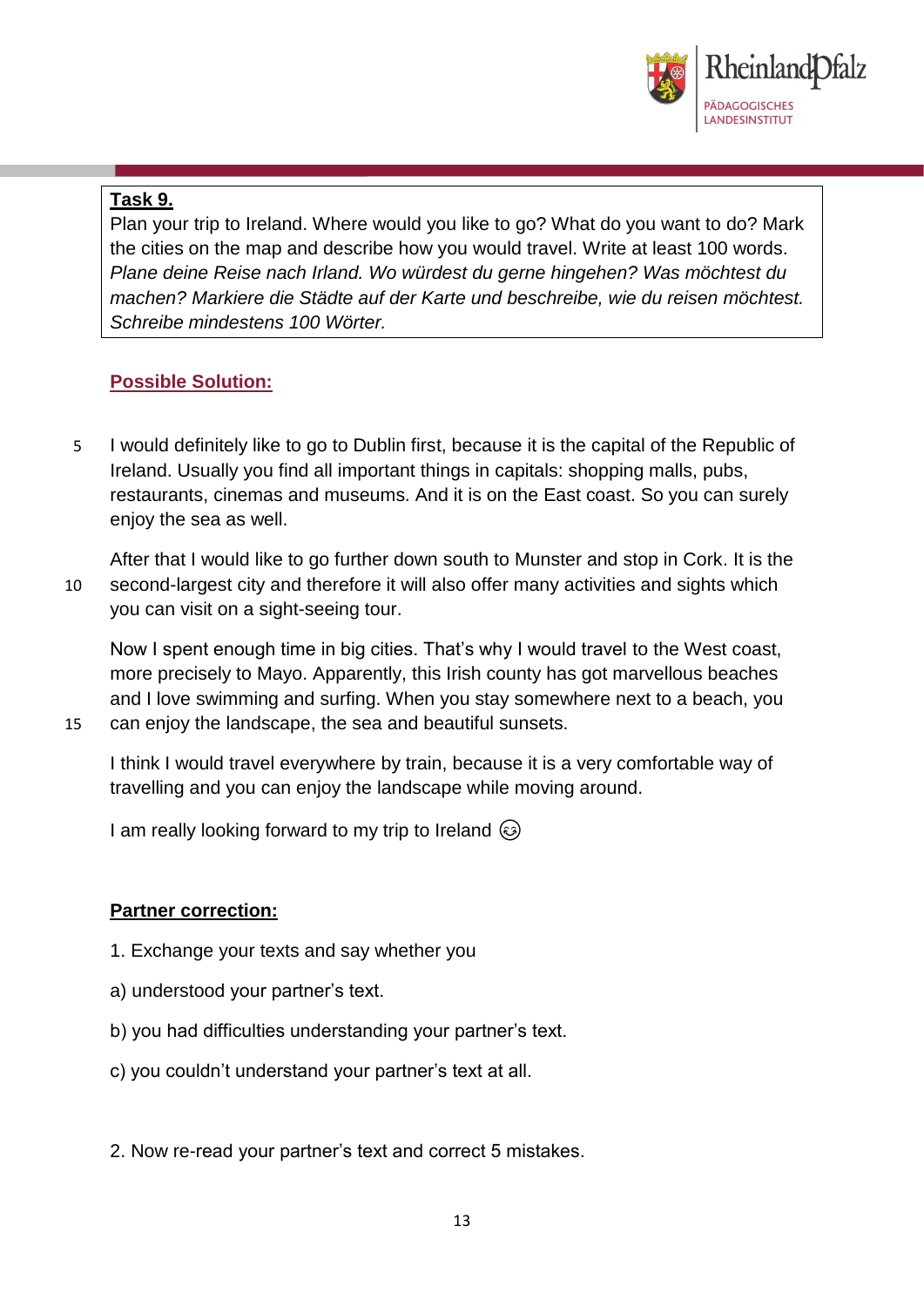**Task 9.**

Plan your trip to Ireland. Where would you like to go? What do you want to do? Mark the cities on the map and describe how you would travel. Write at least 100 words.
*Plane deine Reise nach Irland. Wo würdest du gerne hingehen? Was möchtest du machen? Markiere die Städte auf der Karte und beschreibe, wie du reisen möchtest. Schreibe mindestens 100 Wörter.*

**Possible Solution:**

I would definitely like to go to Dublin first, because it is the capital of the Republic of Ireland. Usually you find all important things in capitals: shopping malls, pubs, restaurants, cinemas and museums. And it is on the East coast. So you can surely enjoy the sea as well.

After that I would like to go further down south to Munster and stop in Cork. It is the second-largest city and therefore it will also offer many activities and sights which you can visit on a sight-seeing tour.

Now I spent enough time in big cities. That's why I would travel to the West coast, more precisely to Mayo. Apparently, this Irish county has got marvellous beaches and I love swimming and surfing. When you stay somewhere next to a beach, you can enjoy the landscape, the sea and beautiful sunsets.

I think I would travel everywhere by train, because it is a very comfortable way of travelling and you can enjoy the landscape while moving around.

I am really looking forward to my trip to Ireland 😉

**Partner correction:**

1. Exchange your texts and say whether you

a) understood your partner's text.

b) you had difficulties understanding your partner's text.

c) you couldn't understand your partner's text at all.

2. Now re-read your partner's text and correct 5 mistakes.